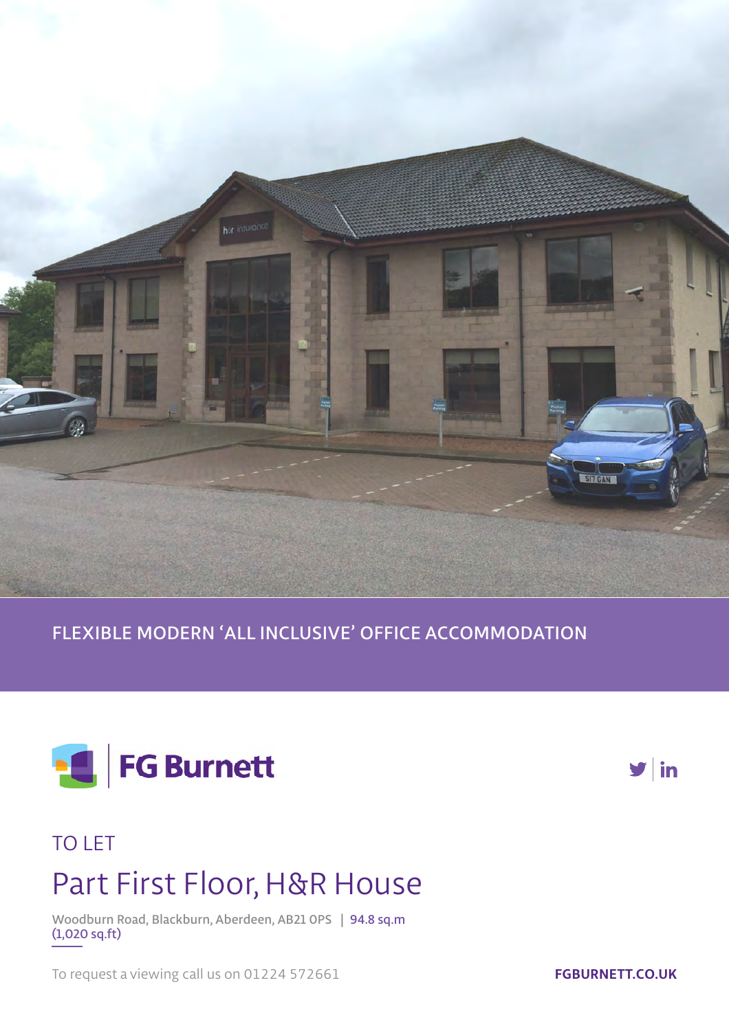FLEXIBLE MODERN 'ALL INCLUSIVE' OFFICE ACCOMMODATION

**FG Burnett**

TO LET

# Part First Floor, H&R House

Woodburn Road, Blackburn, Aberdeen, AB21 0PS | 94.8 sq.m (1,020 sq.ft)

To request a viewing call us on 01224 572661

**FGBURNETT.CO.UK**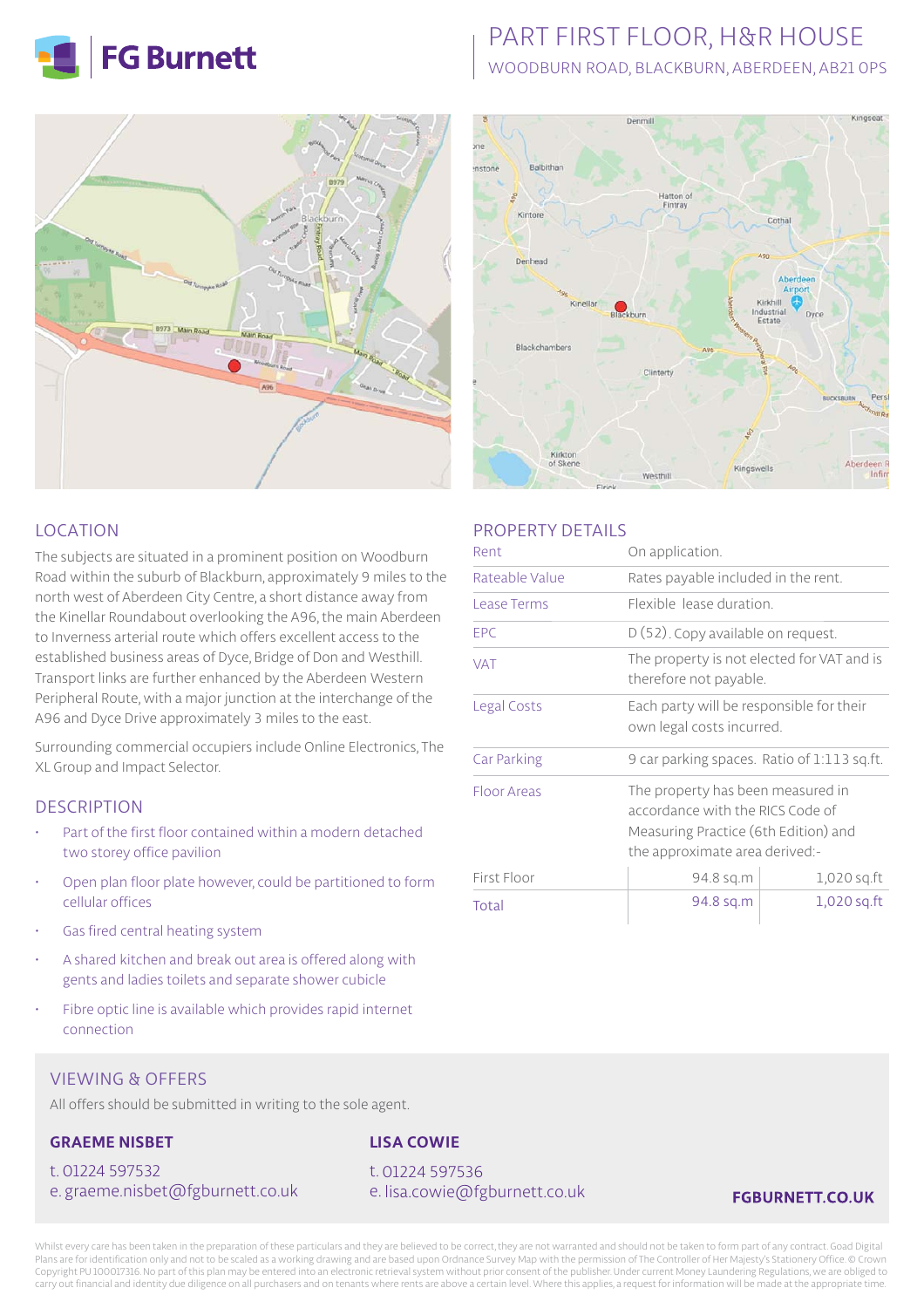# PART FIRST FLOOR, H&R HOUSE

WOODBURN ROAD, BLACKBURN, ABERDEEN, AB21 0PS

## LOCATION

The subjects are situated in a prominent position on Woodburn Road within the suburb of Blackburn, approximately 9 miles to the north west of Aberdeen City Centre, a short distance away from the Kinellar Roundabout overlooking the A96, the main Aberdeen to Inverness arterial route which offers excellent access to the established business areas of Dyce, Bridge of Don and Westhill. Transport links are further enhanced by the Aberdeen Western Peripheral Route, with a major junction at the interchange of the A96 and Dyce Drive approximately 3 miles to the east.

Surrounding commercial occupiers include Online Electronics, The XL Group and Impact Selector.

## DESCRIPTION

- Part of the first floor contained within a modern detached two storey office pavilion
- Open plan floor plate however, could be partitioned to form cellular offices
- Gas fired central heating system
- A shared kitchen and break out area is offered along with gents and ladies toilets and separate shower cubicle
- Fibre optic line is available which provides rapid internet connection

## PROPERTY DETAILS

| | |
|---|---|
| Rent | On application. |
| Rateable Value | Rates payable included in the rent. |
| Lease Terms | Flexible lease duration. |
| EPC | D (52). Copy available on request. |
| VAT | The property is not elected for VAT and is therefore not payable. |
| Legal Costs | Each party will be responsible for their own legal costs incurred. |
| Car Parking | 9 car parking spaces. Ratio of 1:113 sq.ft. |
| Floor Areas | The property has been measured in accordance with the RICS Code of Measuring Practice (6th Edition) and the approximate area derived:- |

| | | |
|---|---|---|
| First Floor | 94.8 sq.m | 1,020 sq.ft |
| Total | 94.8 sq.m | 1,020 sq.ft |

## VIEWING & OFFERS

All offers should be submitted in writing to the sole agent.

**GRAEME NISBET**

t. 01224 597532
e. graeme.nisbet@fgburnett.co.uk

**LISA COWIE**

t. 01224 597536
e. lisa.cowie@fgburnett.co.uk

**FGBURNETT.CO.UK**

Whilst every care has been taken in the preparation of these particulars and they are believed to be correct, they are not warranted and should not be taken to form part of any contract. Goad Digital Plans are for identification only and not to be scaled as a working drawing and are based upon Ordnance Survey Map with the permission of The Controller of Her Majesty's Stationery Office. © Crown Copyright PU 100017316. No part of this plan may be entered into an electronic retrieval system without prior consent of the publisher. Under current Money Laundering Regulations, we are obliged to carry out financial and identity due diligence on all purchasers and on tenants where rents are above a certain level. Where this applies, a request for information will be made at the appropriate time.